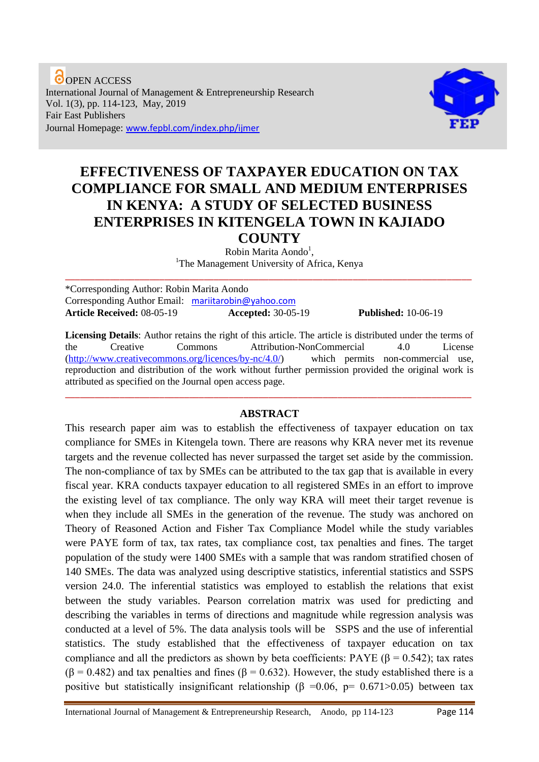OPEN ACCESS
International Journal of Management & Entrepreneurship Research
Vol. 1(3), pp. 114-123, May, 2019
Fair East Publishers
Journal Homepage: www.fepbl.com/index.php/ijmer

# EFFECTIVENESS OF TAXPAYER EDUCATION ON TAX COMPLIANCE FOR SMALL AND MEDIUM ENTERPRISES IN KENYA: A STUDY OF SELECTED BUSINESS ENTERPRISES IN KITENGELA TOWN IN KAJIADO COUNTY

Robin Marita Aondo[1],
[1]The Management University of Africa, Kenya

---

*Corresponding Author: Robin Marita Aondo
Corresponding Author Email: mariitarobin@yahoo.com
**Article Received:** 08-05-19 **Accepted:** 30-05-19 **Published:** 10-06-19

**Licensing Details**: Author retains the right of this article. The article is distributed under the terms of the Creative Commons Attribution-NonCommercial 4.0 License (http://www.creativecommons.org/licences/by-nc/4.0/) which permits non-commercial use, reproduction and distribution of the work without further permission provided the original work is attributed as specified on the Journal open access page.

---

## ABSTRACT

This research paper aim was to establish the effectiveness of taxpayer education on tax compliance for SMEs in Kitengela town. There are reasons why KRA never met its revenue targets and the revenue collected has never surpassed the target set aside by the commission. The non-compliance of tax by SMEs can be attributed to the tax gap that is available in every fiscal year. KRA conducts taxpayer education to all registered SMEs in an effort to improve the existing level of tax compliance. The only way KRA will meet their target revenue is when they include all SMEs in the generation of the revenue. The study was anchored on Theory of Reasoned Action and Fisher Tax Compliance Model while the study variables were PAYE form of tax, tax rates, tax compliance cost, tax penalties and fines. The target population of the study were 1400 SMEs with a sample that was random stratified chosen of 140 SMEs. The data was analyzed using descriptive statistics, inferential statistics and SSPS version 24.0. The inferential statistics was employed to establish the relations that exist between the study variables. Pearson correlation matrix was used for predicting and describing the variables in terms of directions and magnitude while regression analysis was conducted at a level of 5%. The data analysis tools will be SSPS and the use of inferential statistics. The study established that the effectiveness of taxpayer education on tax compliance and all the predictors as shown by beta coefficients: PAYE ($\beta = 0.542$); tax rates ($\beta = 0.482$) and tax penalties and fines ($\beta = 0.632$). However, the study established there is a positive but statistically insignificant relationship ($\beta = 0.06$, $p = 0.671 > 0.05$) between tax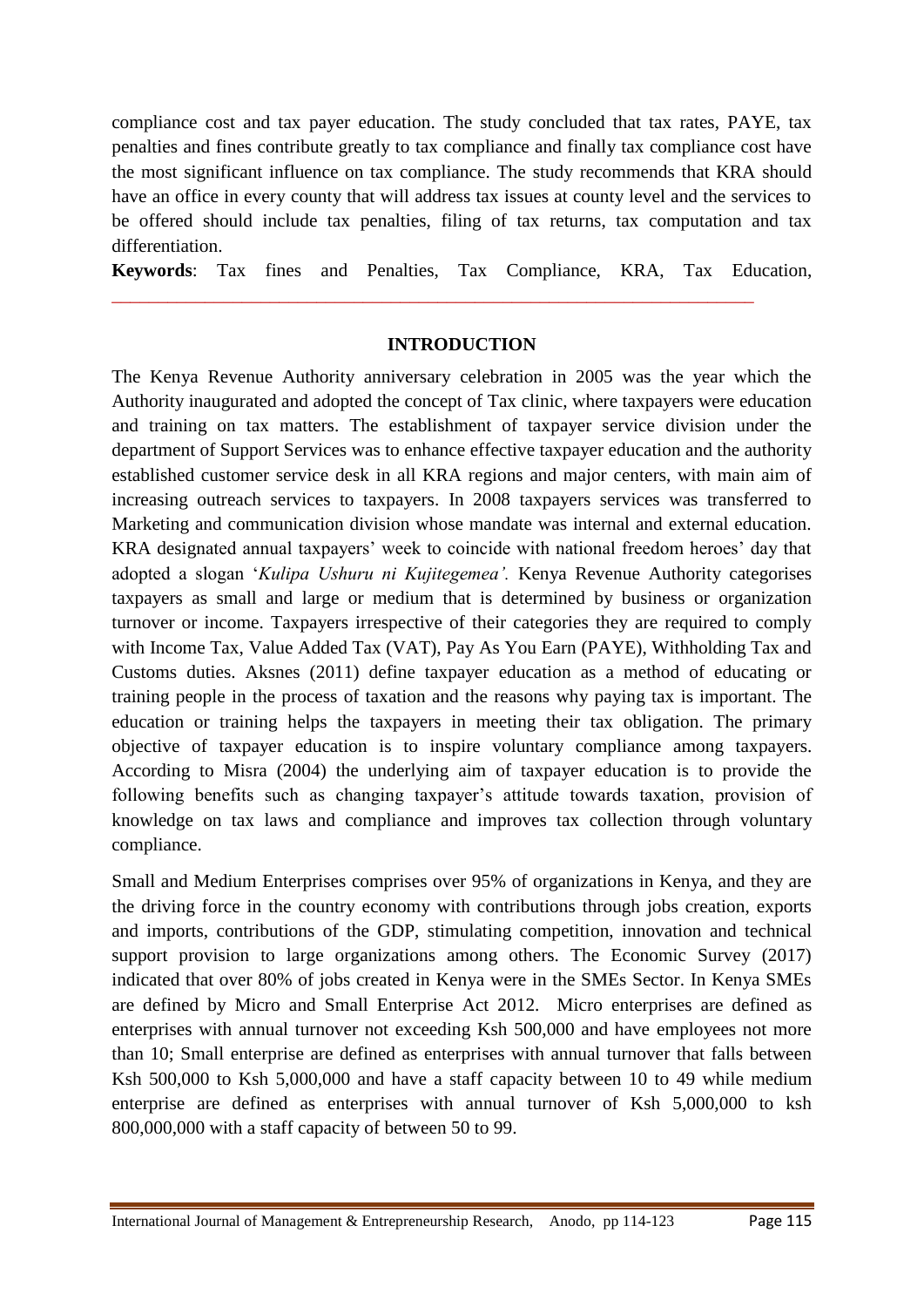compliance cost and tax payer education. The study concluded that tax rates, PAYE, tax penalties and fines contribute greatly to tax compliance and finally tax compliance cost have the most significant influence on tax compliance. The study recommends that KRA should have an office in every county that will address tax issues at county level and the services to be offered should include tax penalties, filing of tax returns, tax computation and tax differentiation.

**Keywords**: Tax fines and Penalties, Tax Compliance, KRA, Tax Education,

---

## INTRODUCTION

The Kenya Revenue Authority anniversary celebration in 2005 was the year which the Authority inaugurated and adopted the concept of Tax clinic, where taxpayers were education and training on tax matters. The establishment of taxpayer service division under the department of Support Services was to enhance effective taxpayer education and the authority established customer service desk in all KRA regions and major centers, with main aim of increasing outreach services to taxpayers. In 2008 taxpayers services was transferred to Marketing and communication division whose mandate was internal and external education. KRA designated annual taxpayers' week to coincide with national freedom heroes' day that adopted a slogan '*Kulipa Ushuru ni Kujitegemea'.* Kenya Revenue Authority categorises taxpayers as small and large or medium that is determined by business or organization turnover or income. Taxpayers irrespective of their categories they are required to comply with Income Tax, Value Added Tax (VAT), Pay As You Earn (PAYE), Withholding Tax and Customs duties. Aksnes (2011) define taxpayer education as a method of educating or training people in the process of taxation and the reasons why paying tax is important. The education or training helps the taxpayers in meeting their tax obligation. The primary objective of taxpayer education is to inspire voluntary compliance among taxpayers. According to Misra (2004) the underlying aim of taxpayer education is to provide the following benefits such as changing taxpayer's attitude towards taxation, provision of knowledge on tax laws and compliance and improves tax collection through voluntary compliance.

Small and Medium Enterprises comprises over 95% of organizations in Kenya, and they are the driving force in the country economy with contributions through jobs creation, exports and imports, contributions of the GDP, stimulating competition, innovation and technical support provision to large organizations among others. The Economic Survey (2017) indicated that over 80% of jobs created in Kenya were in the SMEs Sector. In Kenya SMEs are defined by Micro and Small Enterprise Act 2012. Micro enterprises are defined as enterprises with annual turnover not exceeding Ksh 500,000 and have employees not more than 10; Small enterprise are defined as enterprises with annual turnover that falls between Ksh 500,000 to Ksh 5,000,000 and have a staff capacity between 10 to 49 while medium enterprise are defined as enterprises with annual turnover of Ksh 5,000,000 to ksh 800,000,000 with a staff capacity of between 50 to 99.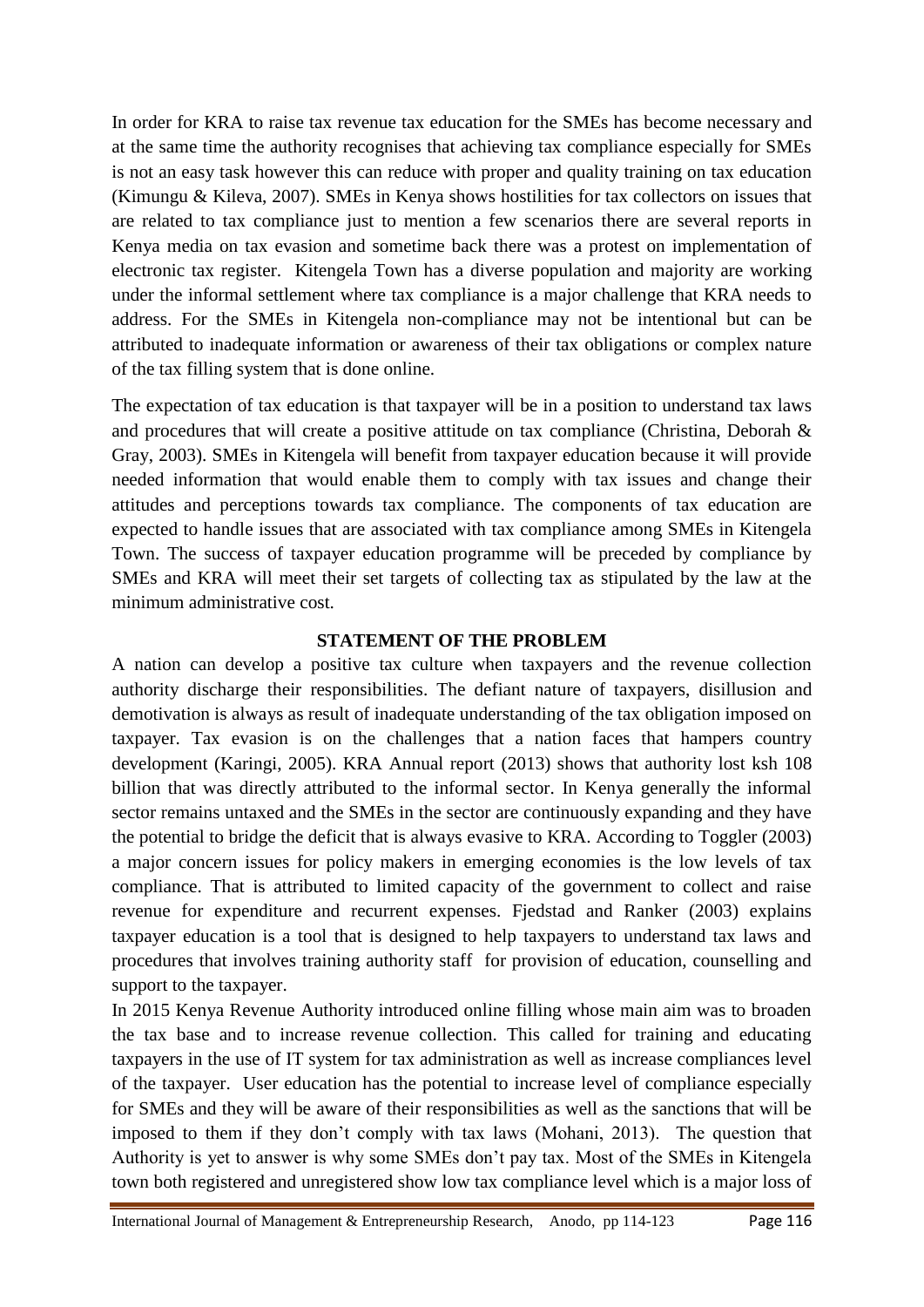In order for KRA to raise tax revenue tax education for the SMEs has become necessary and at the same time the authority recognises that achieving tax compliance especially for SMEs is not an easy task however this can reduce with proper and quality training on tax education (Kimungu & Kileva, 2007). SMEs in Kenya shows hostilities for tax collectors on issues that are related to tax compliance just to mention a few scenarios there are several reports in Kenya media on tax evasion and sometime back there was a protest on implementation of electronic tax register. Kitengela Town has a diverse population and majority are working under the informal settlement where tax compliance is a major challenge that KRA needs to address. For the SMEs in Kitengela non-compliance may not be intentional but can be attributed to inadequate information or awareness of their tax obligations or complex nature of the tax filling system that is done online.

The expectation of tax education is that taxpayer will be in a position to understand tax laws and procedures that will create a positive attitude on tax compliance (Christina, Deborah & Gray, 2003). SMEs in Kitengela will benefit from taxpayer education because it will provide needed information that would enable them to comply with tax issues and change their attitudes and perceptions towards tax compliance. The components of tax education are expected to handle issues that are associated with tax compliance among SMEs in Kitengela Town. The success of taxpayer education programme will be preceded by compliance by SMEs and KRA will meet their set targets of collecting tax as stipulated by the law at the minimum administrative cost.

## STATEMENT OF THE PROBLEM

A nation can develop a positive tax culture when taxpayers and the revenue collection authority discharge their responsibilities. The defiant nature of taxpayers, disillusion and demotivation is always as result of inadequate understanding of the tax obligation imposed on taxpayer. Tax evasion is on the challenges that a nation faces that hampers country development (Karingi, 2005). KRA Annual report (2013) shows that authority lost ksh 108 billion that was directly attributed to the informal sector. In Kenya generally the informal sector remains untaxed and the SMEs in the sector are continuously expanding and they have the potential to bridge the deficit that is always evasive to KRA. According to Toggler (2003) a major concern issues for policy makers in emerging economies is the low levels of tax compliance. That is attributed to limited capacity of the government to collect and raise revenue for expenditure and recurrent expenses. Fjedstad and Ranker (2003) explains taxpayer education is a tool that is designed to help taxpayers to understand tax laws and procedures that involves training authority staff for provision of education, counselling and support to the taxpayer.

In 2015 Kenya Revenue Authority introduced online filling whose main aim was to broaden the tax base and to increase revenue collection. This called for training and educating taxpayers in the use of IT system for tax administration as well as increase compliances level of the taxpayer. User education has the potential to increase level of compliance especially for SMEs and they will be aware of their responsibilities as well as the sanctions that will be imposed to them if they don't comply with tax laws (Mohani, 2013). The question that Authority is yet to answer is why some SMEs don't pay tax. Most of the SMEs in Kitengela town both registered and unregistered show low tax compliance level which is a major loss of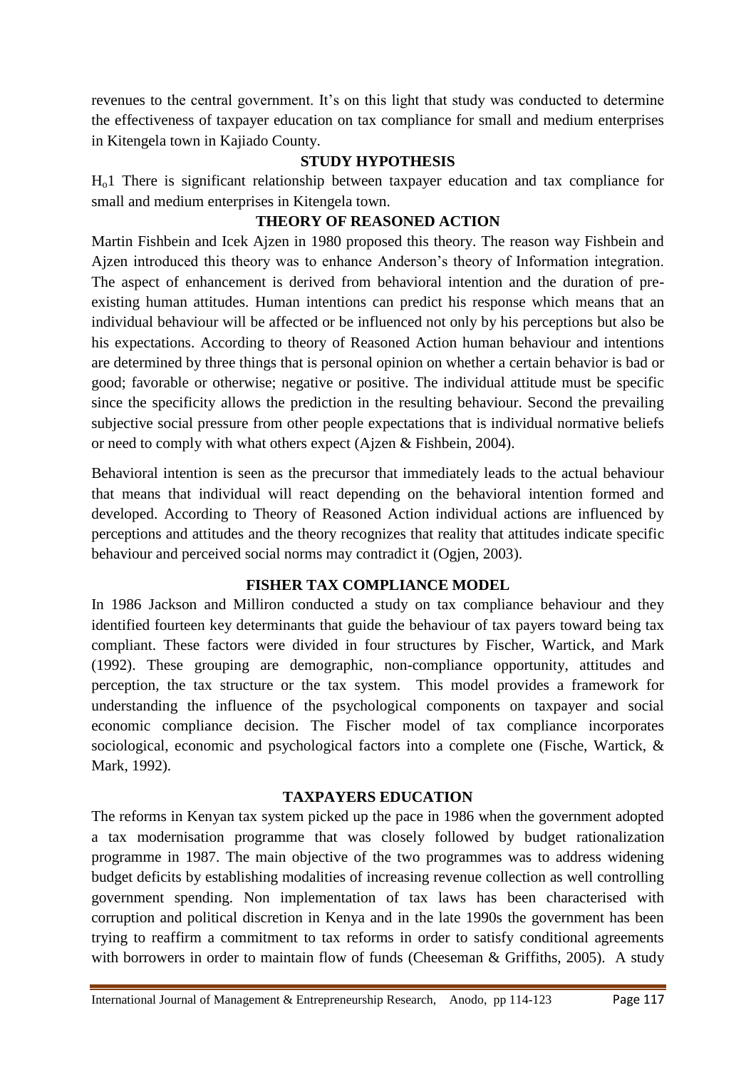revenues to the central government. It's on this light that study was conducted to determine the effectiveness of taxpayer education on tax compliance for small and medium enterprises in Kitengela town in Kajiado County.

## STUDY HYPOTHESIS

$H_o1$ There is significant relationship between taxpayer education and tax compliance for small and medium enterprises in Kitengela town.

## THEORY OF REASONED ACTION

Martin Fishbein and Icek Ajzen in 1980 proposed this theory. The reason way Fishbein and Ajzen introduced this theory was to enhance Anderson's theory of Information integration. The aspect of enhancement is derived from behavioral intention and the duration of pre-existing human attitudes. Human intentions can predict his response which means that an individual behaviour will be affected or be influenced not only by his perceptions but also be his expectations. According to theory of Reasoned Action human behaviour and intentions are determined by three things that is personal opinion on whether a certain behavior is bad or good; favorable or otherwise; negative or positive. The individual attitude must be specific since the specificity allows the prediction in the resulting behaviour. Second the prevailing subjective social pressure from other people expectations that is individual normative beliefs or need to comply with what others expect (Ajzen & Fishbein, 2004).

Behavioral intention is seen as the precursor that immediately leads to the actual behaviour that means that individual will react depending on the behavioral intention formed and developed. According to Theory of Reasoned Action individual actions are influenced by perceptions and attitudes and the theory recognizes that reality that attitudes indicate specific behaviour and perceived social norms may contradict it (Ogjen, 2003).

## FISHER TAX COMPLIANCE MODEL

In 1986 Jackson and Milliron conducted a study on tax compliance behaviour and they identified fourteen key determinants that guide the behaviour of tax payers toward being tax compliant. These factors were divided in four structures by Fischer, Wartick, and Mark (1992). These grouping are demographic, non-compliance opportunity, attitudes and perception, the tax structure or the tax system. This model provides a framework for understanding the influence of the psychological components on taxpayer and social economic compliance decision. The Fischer model of tax compliance incorporates sociological, economic and psychological factors into a complete one (Fische, Wartick, & Mark, 1992).

## TAXPAYERS EDUCATION

The reforms in Kenyan tax system picked up the pace in 1986 when the government adopted a tax modernisation programme that was closely followed by budget rationalization programme in 1987. The main objective of the two programmes was to address widening budget deficits by establishing modalities of increasing revenue collection as well controlling government spending. Non implementation of tax laws has been characterised with corruption and political discretion in Kenya and in the late 1990s the government has been trying to reaffirm a commitment to tax reforms in order to satisfy conditional agreements with borrowers in order to maintain flow of funds (Cheeseman & Griffiths, 2005). A study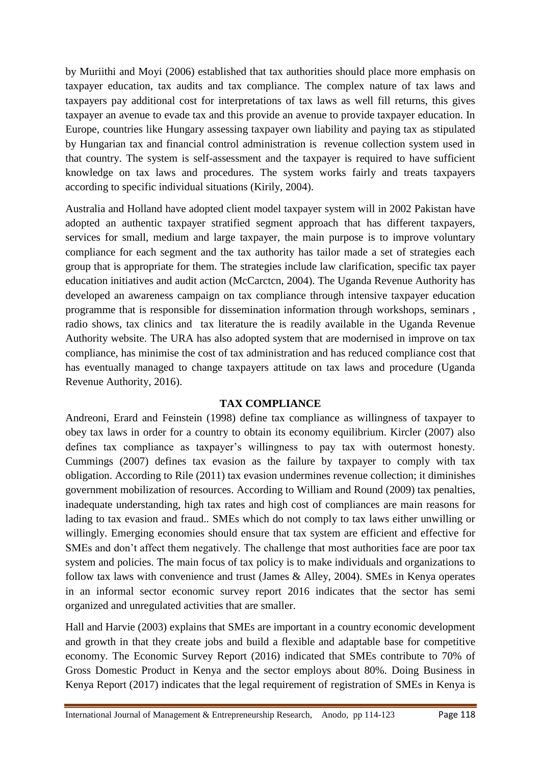by Muriithi and Moyi (2006) established that tax authorities should place more emphasis on taxpayer education, tax audits and tax compliance. The complex nature of tax laws and taxpayers pay additional cost for interpretations of tax laws as well fill returns, this gives taxpayer an avenue to evade tax and this provide an avenue to provide taxpayer education. In Europe, countries like Hungary assessing taxpayer own liability and paying tax as stipulated by Hungarian tax and financial control administration is revenue collection system used in that country. The system is self-assessment and the taxpayer is required to have sufficient knowledge on tax laws and procedures. The system works fairly and treats taxpayers according to specific individual situations (Kirily, 2004).

Australia and Holland have adopted client model taxpayer system will in 2002 Pakistan have adopted an authentic taxpayer stratified segment approach that has different taxpayers, services for small, medium and large taxpayer, the main purpose is to improve voluntary compliance for each segment and the tax authority has tailor made a set of strategies each group that is appropriate for them. The strategies include law clarification, specific tax payer education initiatives and audit action (McCarctcn, 2004). The Uganda Revenue Authority has developed an awareness campaign on tax compliance through intensive taxpayer education programme that is responsible for dissemination information through workshops, seminars , radio shows, tax clinics and tax literature the is readily available in the Uganda Revenue Authority website. The URA has also adopted system that are modernised in improve on tax compliance, has minimise the cost of tax administration and has reduced compliance cost that has eventually managed to change taxpayers attitude on tax laws and procedure (Uganda Revenue Authority, 2016).

## TAX COMPLIANCE

Andreoni, Erard and Feinstein (1998) define tax compliance as willingness of taxpayer to obey tax laws in order for a country to obtain its economy equilibrium. Kircler (2007) also defines tax compliance as taxpayer's willingness to pay tax with outermost honesty. Cummings (2007) defines tax evasion as the failure by taxpayer to comply with tax obligation. According to Rile (2011) tax evasion undermines revenue collection; it diminishes government mobilization of resources. According to William and Round (2009) tax penalties, inadequate understanding, high tax rates and high cost of compliances are main reasons for lading to tax evasion and fraud.. SMEs which do not comply to tax laws either unwilling or willingly. Emerging economies should ensure that tax system are efficient and effective for SMEs and don't affect them negatively. The challenge that most authorities face are poor tax system and policies. The main focus of tax policy is to make individuals and organizations to follow tax laws with convenience and trust (James & Alley, 2004). SMEs in Kenya operates in an informal sector economic survey report 2016 indicates that the sector has semi organized and unregulated activities that are smaller.

Hall and Harvie (2003) explains that SMEs are important in a country economic development and growth in that they create jobs and build a flexible and adaptable base for competitive economy. The Economic Survey Report (2016) indicated that SMEs contribute to 70% of Gross Domestic Product in Kenya and the sector employs about 80%. Doing Business in Kenya Report (2017) indicates that the legal requirement of registration of SMEs in Kenya is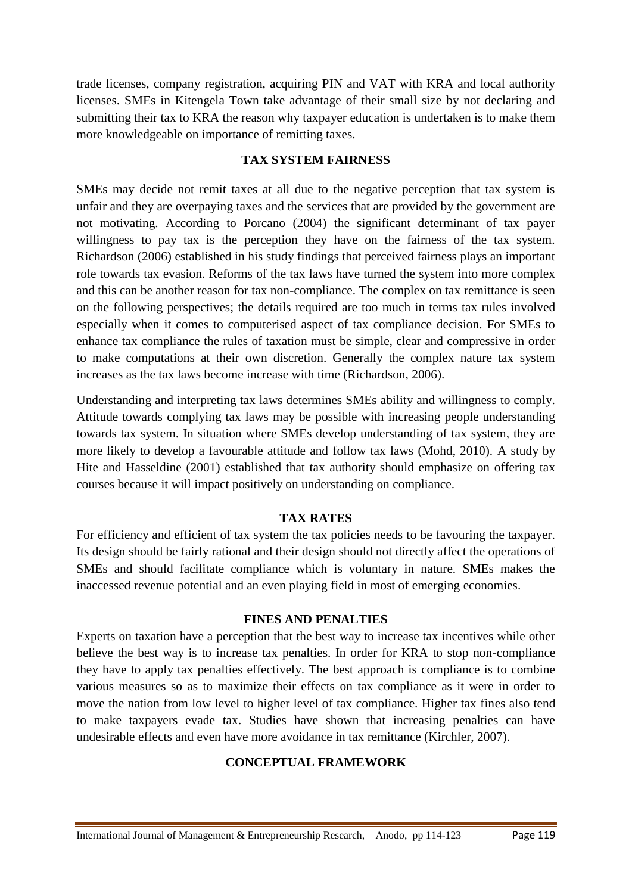trade licenses, company registration, acquiring PIN and VAT with KRA and local authority licenses. SMEs in Kitengela Town take advantage of their small size by not declaring and submitting their tax to KRA the reason why taxpayer education is undertaken is to make them more knowledgeable on importance of remitting taxes.

## TAX SYSTEM FAIRNESS

SMEs may decide not remit taxes at all due to the negative perception that tax system is unfair and they are overpaying taxes and the services that are provided by the government are not motivating. According to Porcano (2004) the significant determinant of tax payer willingness to pay tax is the perception they have on the fairness of the tax system. Richardson (2006) established in his study findings that perceived fairness plays an important role towards tax evasion. Reforms of the tax laws have turned the system into more complex and this can be another reason for tax non-compliance. The complex on tax remittance is seen on the following perspectives; the details required are too much in terms tax rules involved especially when it comes to computerised aspect of tax compliance decision. For SMEs to enhance tax compliance the rules of taxation must be simple, clear and compressive in order to make computations at their own discretion. Generally the complex nature tax system increases as the tax laws become increase with time (Richardson, 2006).

Understanding and interpreting tax laws determines SMEs ability and willingness to comply. Attitude towards complying tax laws may be possible with increasing people understanding towards tax system. In situation where SMEs develop understanding of tax system, they are more likely to develop a favourable attitude and follow tax laws (Mohd, 2010). A study by Hite and Hasseldine (2001) established that tax authority should emphasize on offering tax courses because it will impact positively on understanding on compliance.

## TAX RATES

For efficiency and efficient of tax system the tax policies needs to be favouring the taxpayer. Its design should be fairly rational and their design should not directly affect the operations of SMEs and should facilitate compliance which is voluntary in nature. SMEs makes the inaccessed revenue potential and an even playing field in most of emerging economies.

## FINES AND PENALTIES

Experts on taxation have a perception that the best way to increase tax incentives while other believe the best way is to increase tax penalties. In order for KRA to stop non-compliance they have to apply tax penalties effectively. The best approach is compliance is to combine various measures so as to maximize their effects on tax compliance as it were in order to move the nation from low level to higher level of tax compliance. Higher tax fines also tend to make taxpayers evade tax. Studies have shown that increasing penalties can have undesirable effects and even have more avoidance in tax remittance (Kirchler, 2007).

## CONCEPTUAL FRAMEWORK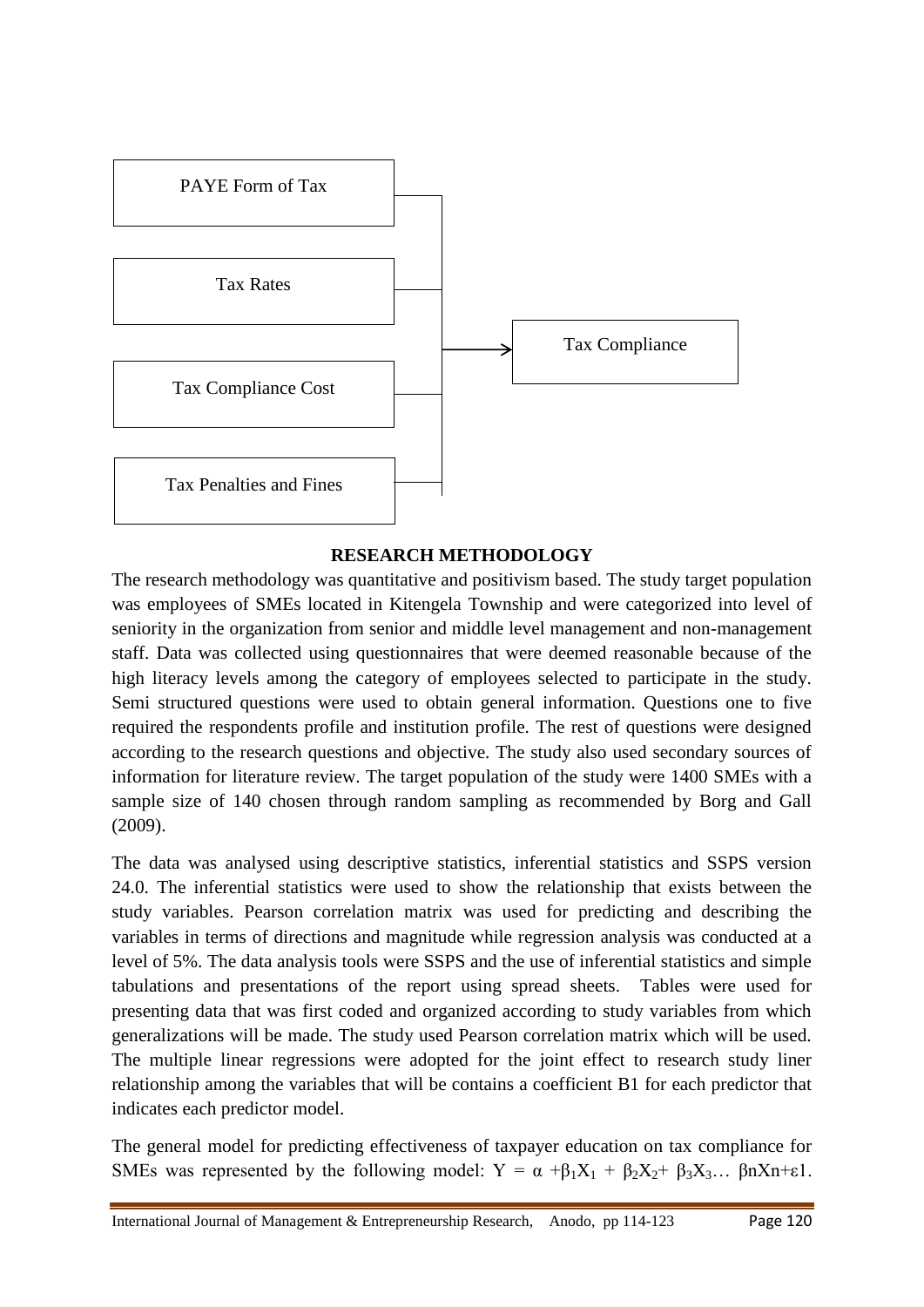PAYE Form of Tax

Tax Rates

Tax Compliance Cost

Tax Penalties and Fines

Tax Compliance

## RESEARCH METHODOLOGY

The research methodology was quantitative and positivism based. The study target population was employees of SMEs located in Kitengela Township and were categorized into level of seniority in the organization from senior and middle level management and non-management staff. Data was collected using questionnaires that were deemed reasonable because of the high literacy levels among the category of employees selected to participate in the study. Semi structured questions were used to obtain general information. Questions one to five required the respondents profile and institution profile. The rest of questions were designed according to the research questions and objective. The study also used secondary sources of information for literature review. The target population of the study were 1400 SMEs with a sample size of 140 chosen through random sampling as recommended by Borg and Gall (2009).

The data was analysed using descriptive statistics, inferential statistics and SSPS version 24.0. The inferential statistics were used to show the relationship that exists between the study variables. Pearson correlation matrix was used for predicting and describing the variables in terms of directions and magnitude while regression analysis was conducted at a level of 5%. The data analysis tools were SSPS and the use of inferential statistics and simple tabulations and presentations of the report using spread sheets. Tables were used for presenting data that was first coded and organized according to study variables from which generalizations will be made. The study used Pearson correlation matrix which will be used. The multiple linear regressions were adopted for the joint effect to research study liner relationship among the variables that will be contains a coefficient B1 for each predictor that indicates each predictor model.

The general model for predicting effectiveness of taxpayer education on tax compliance for SMEs was represented by the following model: $Y = \alpha + \beta_1 X_1 + \beta_2 X_2 + \beta_3 X_3 \ldots \beta n Xn + \varepsilon 1$.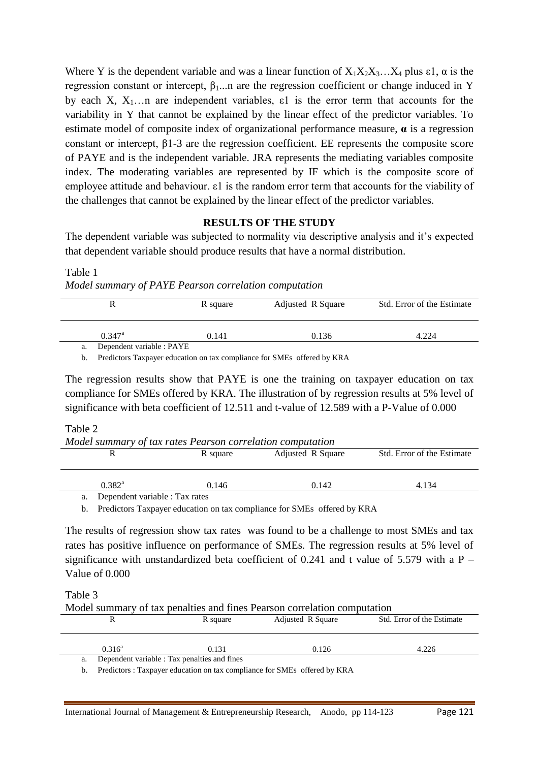Where Y is the dependent variable and was a linear function of $X_1X_2X_3 \ldots X_4$ plus ε1, α is the regression constant or intercept, $\beta_1$...n are the regression coefficient or change induced in Y by each X, $X_1$…n are independent variables, ε1 is the error term that accounts for the variability in Y that cannot be explained by the linear effect of the predictor variables. To estimate model of composite index of organizational performance measure, **α** is a regression constant or intercept, β1-3 are the regression coefficient. EE represents the composite score of PAYE and is the independent variable. JRA represents the mediating variables composite index. The moderating variables are represented by IF which is the composite score of employee attitude and behaviour. ε1 is the random error term that accounts for the viability of the challenges that cannot be explained by the linear effect of the predictor variables.

## RESULTS OF THE STUDY

The dependent variable was subjected to normality via descriptive analysis and it's expected that dependent variable should produce results that have a normal distribution.

Table 1

*Model summary of PAYE Pearson correlation computation*

| R | R square | Adjusted R Square | Std. Error of the Estimate |
|---|---|---|---|
| 0.347[a] | 0.141 | 0.136 | 4.224 |

a. Dependent variable : PAYE

b. Predictors Taxpayer education on tax compliance for SMEs offered by KRA

The regression results show that PAYE is one the training on taxpayer education on tax compliance for SMEs offered by KRA. The illustration of by regression results at 5% level of significance with beta coefficient of 12.511 and t-value of 12.589 with a P-Value of 0.000

Table 2

*Model summary of tax rates Pearson correlation computation*

| R | R square | Adjusted R Square | Std. Error of the Estimate |
|---|---|---|---|
| 0.382[a] | 0.146 | 0.142 | 4.134 |

a. Dependent variable : Tax rates

b. Predictors Taxpayer education on tax compliance for SMEs offered by KRA

The results of regression show tax rates was found to be a challenge to most SMEs and tax rates has positive influence on performance of SMEs. The regression results at 5% level of significance with unstandardized beta coefficient of 0.241 and t value of 5.579 with a P – Value of 0.000

Table 3

Model summary of tax penalties and fines Pearson correlation computation

| R | R square | Adjusted R Square | Std. Error of the Estimate |
|---|---|---|---|
| 0.316[a] | 0.131 | 0.126 | 4.226 |

a. Dependent variable : Tax penalties and fines

b. Predictors : Taxpayer education on tax compliance for SMEs offered by KRA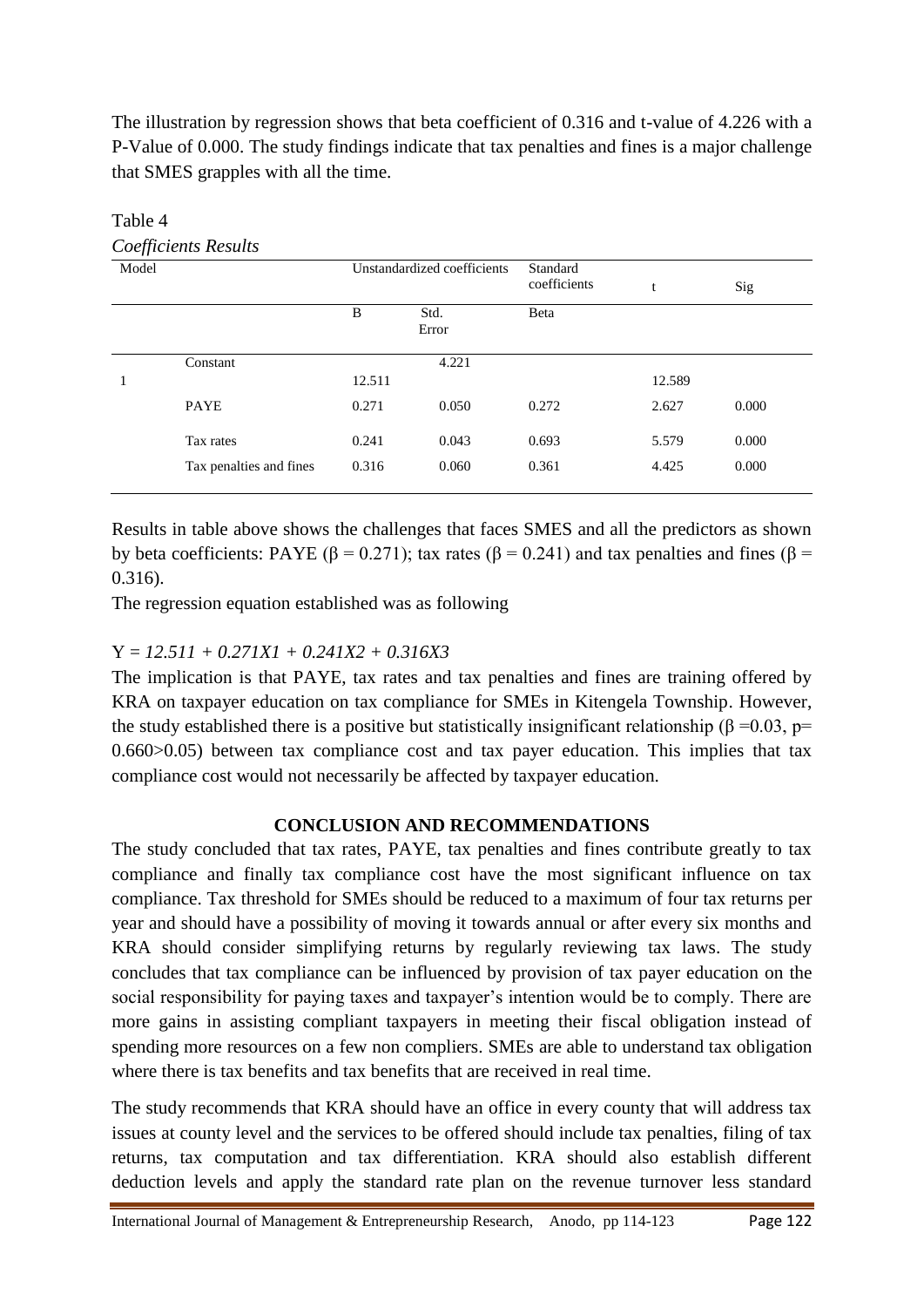The illustration by regression shows that beta coefficient of 0.316 and t-value of 4.226 with a P-Value of 0.000. The study findings indicate that tax penalties and fines is a major challenge that SMES grapples with all the time.

Table 4

*Coefficients Results*

| Model | | Unstandardized coefficients | | Standard coefficients | t | Sig |
|---|---|---|---|---|---|---|
| | | B | Std. Error | Beta | | |
| 1 | Constant | 12.511 | 4.221 | | 12.589 | |
| | PAYE | 0.271 | 0.050 | 0.272 | 2.627 | 0.000 |
| | Tax rates | 0.241 | 0.043 | 0.693 | 5.579 | 0.000 |
| | Tax penalties and fines | 0.316 | 0.060 | 0.361 | 4.425 | 0.000 |

Results in table above shows the challenges that faces SMES and all the predictors as shown by beta coefficients: PAYE ($\beta = 0.271$); tax rates ($\beta = 0.241$) and tax penalties and fines ($\beta = 0.316$).

The regression equation established was as following

$$Y = 12.511 + 0.271X1 + 0.241X2 + 0.316X3$$

The implication is that PAYE, tax rates and tax penalties and fines are training offered by KRA on taxpayer education on tax compliance for SMEs in Kitengela Township. However, the study established there is a positive but statistically insignificant relationship ($\beta = 0.03$, $p = 0.660 > 0.05$) between tax compliance cost and tax payer education. This implies that tax compliance cost would not necessarily be affected by taxpayer education.

## CONCLUSION AND RECOMMENDATIONS

The study concluded that tax rates, PAYE, tax penalties and fines contribute greatly to tax compliance and finally tax compliance cost have the most significant influence on tax compliance. Tax threshold for SMEs should be reduced to a maximum of four tax returns per year and should have a possibility of moving it towards annual or after every six months and KRA should consider simplifying returns by regularly reviewing tax laws. The study concludes that tax compliance can be influenced by provision of tax payer education on the social responsibility for paying taxes and taxpayer's intention would be to comply. There are more gains in assisting compliant taxpayers in meeting their fiscal obligation instead of spending more resources on a few non compliers. SMEs are able to understand tax obligation where there is tax benefits and tax benefits that are received in real time.

The study recommends that KRA should have an office in every county that will address tax issues at county level and the services to be offered should include tax penalties, filing of tax returns, tax computation and tax differentiation. KRA should also establish different deduction levels and apply the standard rate plan on the revenue turnover less standard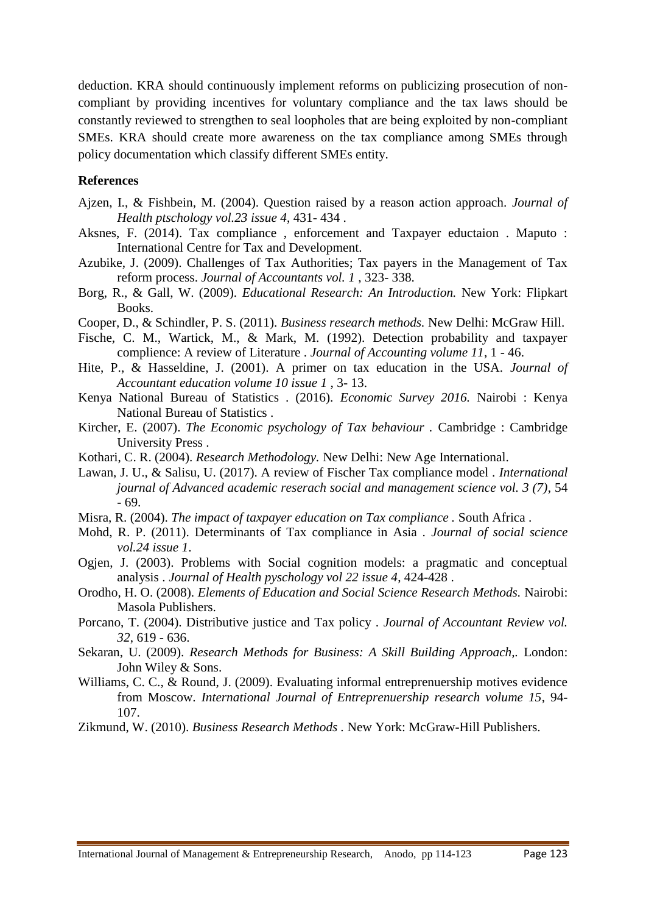deduction. KRA should continuously implement reforms on publicizing prosecution of non-compliant by providing incentives for voluntary compliance and the tax laws should be constantly reviewed to strengthen to seal loopholes that are being exploited by non-compliant SMEs. KRA should create more awareness on the tax compliance among SMEs through policy documentation which classify different SMEs entity.

**References**

Ajzen, I., & Fishbein, M. (2004). Question raised by a reason action approach. *Journal of Health ptschology vol.23 issue 4*, 431- 434 .

Aksnes, F. (2014). Tax compliance , enforcement and Taxpayer eductaion . Maputo : International Centre for Tax and Development.

Azubike, J. (2009). Challenges of Tax Authorities; Tax payers in the Management of Tax reform process. *Journal of Accountants vol. 1* , 323- 338.

Borg, R., & Gall, W. (2009). *Educational Research: An Introduction.* New York: Flipkart Books.

Cooper, D., & Schindler, P. S. (2011). *Business research methods.* New Delhi: McGraw Hill.

Fische, C. M., Wartick, M., & Mark, M. (1992). Detection probability and taxpayer complience: A review of Literature . *Journal of Accounting volume 11*, 1 - 46.

Hite, P., & Hasseldine, J. (2001). A primer on tax education in the USA. *Journal of Accountant education volume 10 issue 1* , 3- 13.

Kenya National Bureau of Statistics . (2016). *Economic Survey 2016.* Nairobi : Kenya National Bureau of Statistics .

Kircher, E. (2007). *The Economic psychology of Tax behaviour* . Cambridge : Cambridge University Press .

Kothari, C. R. (2004). *Research Methodology.* New Delhi: New Age International.

Lawan, J. U., & Salisu, U. (2017). A review of Fischer Tax compliance model . *International journal of Advanced academic reserach social and management science vol. 3 (7)*, 54 - 69.

Misra, R. (2004). *The impact of taxpayer education on Tax compliance* . South Africa .

Mohd, R. P. (2011). Determinants of Tax compliance in Asia . *Journal of social science vol.24 issue 1*.

Ogjen, J. (2003). Problems with Social cognition models: a pragmatic and conceptual analysis . *Journal of Health pyschology vol 22 issue 4*, 424-428 .

Orodho, H. O. (2008). *Elements of Education and Social Science Research Methods.* Nairobi: Masola Publishers.

Porcano, T. (2004). Distributive justice and Tax policy . *Journal of Accountant Review vol. 32*, 619 - 636.

Sekaran, U. (2009). *Research Methods for Business: A Skill Building Approach,.* London: John Wiley & Sons.

Williams, C. C., & Round, J. (2009). Evaluating informal entreprenuership motives evidence from Moscow. *International Journal of Entreprenuership research volume 15*, 94-107.

Zikmund, W. (2010). *Business Research Methods* . New York: McGraw-Hill Publishers.